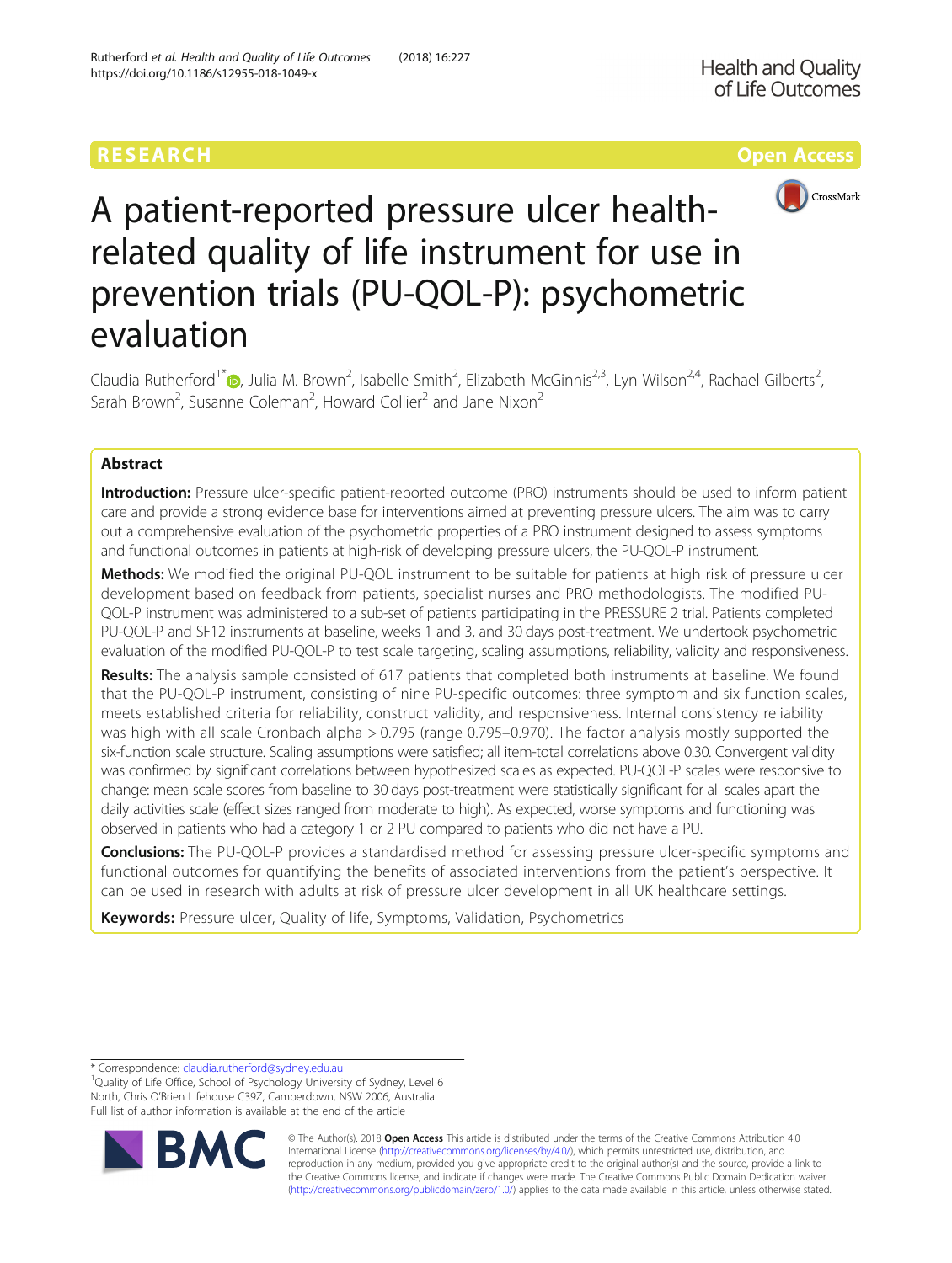RESEARCH

Open Access

# A patient-reported pressure ulcer health-related quality of life instrument for use in prevention trials (PU-QOL-P): psychometric evaluation

Claudia Rutherford[1*], Julia M. Brown[2], Isabelle Smith[2], Elizabeth McGinnis[2,3], Lyn Wilson[2,4], Rachael Gilberts[2], Sarah Brown[2], Susanne Coleman[2], Howard Collier[2] and Jane Nixon[2]

## Abstract

**Introduction:** Pressure ulcer-specific patient-reported outcome (PRO) instruments should be used to inform patient care and provide a strong evidence base for interventions aimed at preventing pressure ulcers. The aim was to carry out a comprehensive evaluation of the psychometric properties of a PRO instrument designed to assess symptoms and functional outcomes in patients at high-risk of developing pressure ulcers, the PU-QOL-P instrument.

**Methods:** We modified the original PU-QOL instrument to be suitable for patients at high risk of pressure ulcer development based on feedback from patients, specialist nurses and PRO methodologists. The modified PU-QOL-P instrument was administered to a sub-set of patients participating in the PRESSURE 2 trial. Patients completed PU-QOL-P and SF12 instruments at baseline, weeks 1 and 3, and 30 days post-treatment. We undertook psychometric evaluation of the modified PU-QOL-P to test scale targeting, scaling assumptions, reliability, validity and responsiveness.

**Results:** The analysis sample consisted of 617 patients that completed both instruments at baseline. We found that the PU-QOL-P instrument, consisting of nine PU-specific outcomes: three symptom and six function scales, meets established criteria for reliability, construct validity, and responsiveness. Internal consistency reliability was high with all scale Cronbach alpha > 0.795 (range 0.795–0.970). The factor analysis mostly supported the six-function scale structure. Scaling assumptions were satisfied; all item-total correlations above 0.30. Convergent validity was confirmed by significant correlations between hypothesized scales as expected. PU-QOL-P scales were responsive to change: mean scale scores from baseline to 30 days post-treatment were statistically significant for all scales apart the daily activities scale (effect sizes ranged from moderate to high). As expected, worse symptoms and functioning was observed in patients who had a category 1 or 2 PU compared to patients who did not have a PU.

**Conclusions:** The PU-QOL-P provides a standardised method for assessing pressure ulcer-specific symptoms and functional outcomes for quantifying the benefits of associated interventions from the patient's perspective. It can be used in research with adults at risk of pressure ulcer development in all UK healthcare settings.

**Keywords:** Pressure ulcer, Quality of life, Symptoms, Validation, Psychometrics

---

* Correspondence: claudia.rutherford@sydney.edu.au
[1]Quality of Life Office, School of Psychology University of Sydney, Level 6 North, Chris O'Brien Lifehouse C39Z, Camperdown, NSW 2006, Australia
Full list of author information is available at the end of the article

© The Author(s). 2018 **Open Access** This article is distributed under the terms of the Creative Commons Attribution 4.0 International License (http://creativecommons.org/licenses/by/4.0/), which permits unrestricted use, distribution, and reproduction in any medium, provided you give appropriate credit to the original author(s) and the source, provide a link to the Creative Commons license, and indicate if changes were made. The Creative Commons Public Domain Dedication waiver (http://creativecommons.org/publicdomain/zero/1.0/) applies to the data made available in this article, unless otherwise stated.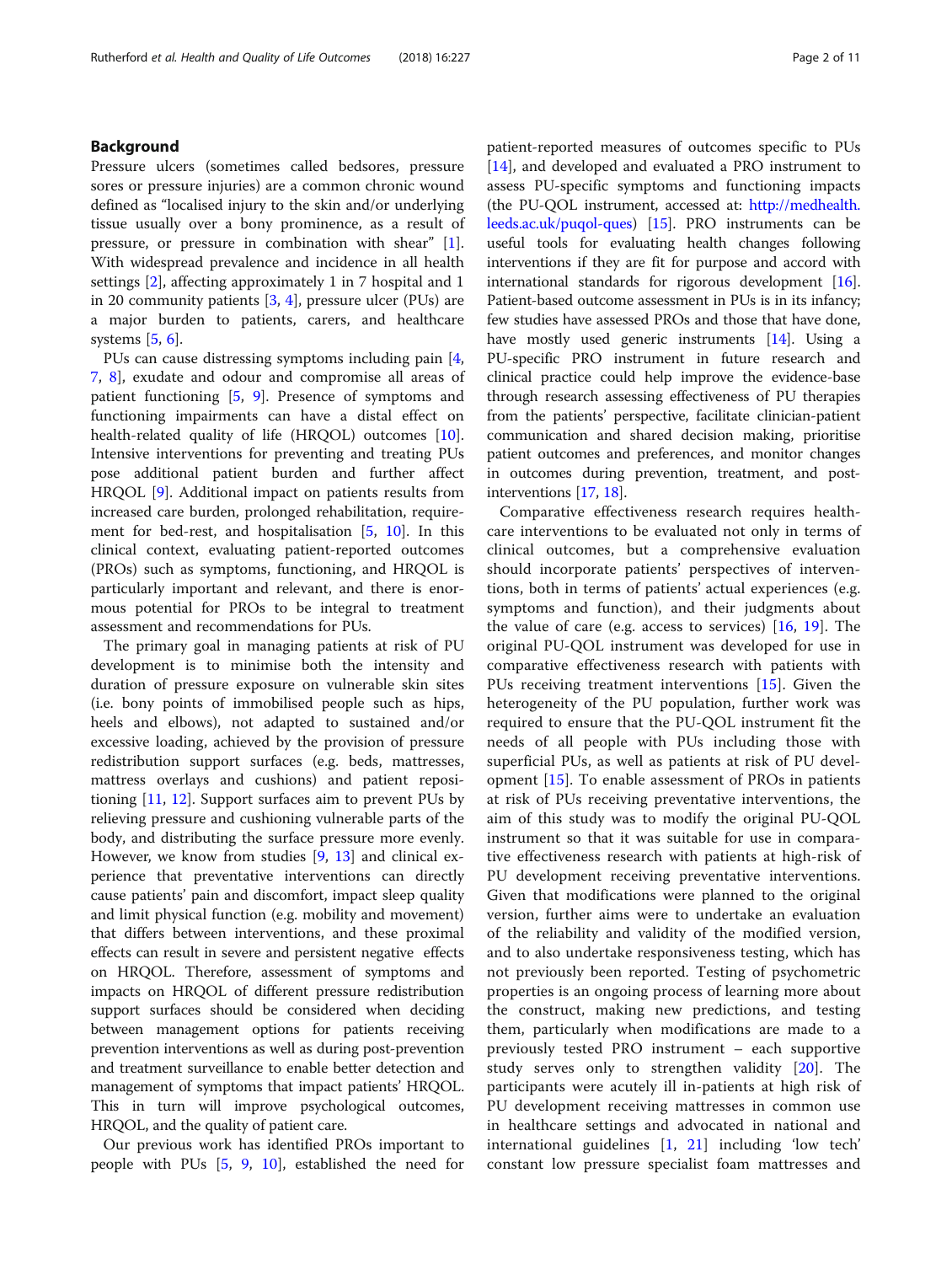## Background

Pressure ulcers (sometimes called bedsores, pressure sores or pressure injuries) are a common chronic wound defined as "localised injury to the skin and/or underlying tissue usually over a bony prominence, as a result of pressure, or pressure in combination with shear" [1]. With widespread prevalence and incidence in all health settings [2], affecting approximately 1 in 7 hospital and 1 in 20 community patients [3, 4], pressure ulcer (PUs) are a major burden to patients, carers, and healthcare systems [5, 6].

PUs can cause distressing symptoms including pain [4, 7, 8], exudate and odour and compromise all areas of patient functioning [5, 9]. Presence of symptoms and functioning impairments can have a distal effect on health-related quality of life (HRQOL) outcomes [10]. Intensive interventions for preventing and treating PUs pose additional patient burden and further affect HRQOL [9]. Additional impact on patients results from increased care burden, prolonged rehabilitation, requirement for bed-rest, and hospitalisation [5, 10]. In this clinical context, evaluating patient-reported outcomes (PROs) such as symptoms, functioning, and HRQOL is particularly important and relevant, and there is enormous potential for PROs to be integral to treatment assessment and recommendations for PUs.

The primary goal in managing patients at risk of PU development is to minimise both the intensity and duration of pressure exposure on vulnerable skin sites (i.e. bony points of immobilised people such as hips, heels and elbows), not adapted to sustained and/or excessive loading, achieved by the provision of pressure redistribution support surfaces (e.g. beds, mattresses, mattress overlays and cushions) and patient repositioning [11, 12]. Support surfaces aim to prevent PUs by relieving pressure and cushioning vulnerable parts of the body, and distributing the surface pressure more evenly. However, we know from studies [9, 13] and clinical experience that preventative interventions can directly cause patients' pain and discomfort, impact sleep quality and limit physical function (e.g. mobility and movement) that differs between interventions, and these proximal effects can result in severe and persistent negative effects on HRQOL. Therefore, assessment of symptoms and impacts on HRQOL of different pressure redistribution support surfaces should be considered when deciding between management options for patients receiving prevention interventions as well as during post-prevention and treatment surveillance to enable better detection and management of symptoms that impact patients' HRQOL. This in turn will improve psychological outcomes, HRQOL, and the quality of patient care.

Our previous work has identified PROs important to people with PUs [5, 9, 10], established the need for patient-reported measures of outcomes specific to PUs [14], and developed and evaluated a PRO instrument to assess PU-specific symptoms and functioning impacts (the PU-QOL instrument, accessed at: http://medhealth.leeds.ac.uk/puqol-ques) [15]. PRO instruments can be useful tools for evaluating health changes following interventions if they are fit for purpose and accord with international standards for rigorous development [16]. Patient-based outcome assessment in PUs is in its infancy; few studies have assessed PROs and those that have done, have mostly used generic instruments [14]. Using a PU-specific PRO instrument in future research and clinical practice could help improve the evidence-base through research assessing effectiveness of PU therapies from the patients' perspective, facilitate clinician-patient communication and shared decision making, prioritise patient outcomes and preferences, and monitor changes in outcomes during prevention, treatment, and post-interventions [17, 18].

Comparative effectiveness research requires healthcare interventions to be evaluated not only in terms of clinical outcomes, but a comprehensive evaluation should incorporate patients' perspectives of interventions, both in terms of patients' actual experiences (e.g. symptoms and function), and their judgments about the value of care (e.g. access to services) [16, 19]. The original PU-QOL instrument was developed for use in comparative effectiveness research with patients with PUs receiving treatment interventions [15]. Given the heterogeneity of the PU population, further work was required to ensure that the PU-QOL instrument fit the needs of all people with PUs including those with superficial PUs, as well as patients at risk of PU development [15]. To enable assessment of PROs in patients at risk of PUs receiving preventative interventions, the aim of this study was to modify the original PU-QOL instrument so that it was suitable for use in comparative effectiveness research with patients at high-risk of PU development receiving preventative interventions. Given that modifications were planned to the original version, further aims were to undertake an evaluation of the reliability and validity of the modified version, and to also undertake responsiveness testing, which has not previously been reported. Testing of psychometric properties is an ongoing process of learning more about the construct, making new predictions, and testing them, particularly when modifications are made to a previously tested PRO instrument – each supportive study serves only to strengthen validity [20]. The participants were acutely ill in-patients at high risk of PU development receiving mattresses in common use in healthcare settings and advocated in national and international guidelines [1, 21] including 'low tech' constant low pressure specialist foam mattresses and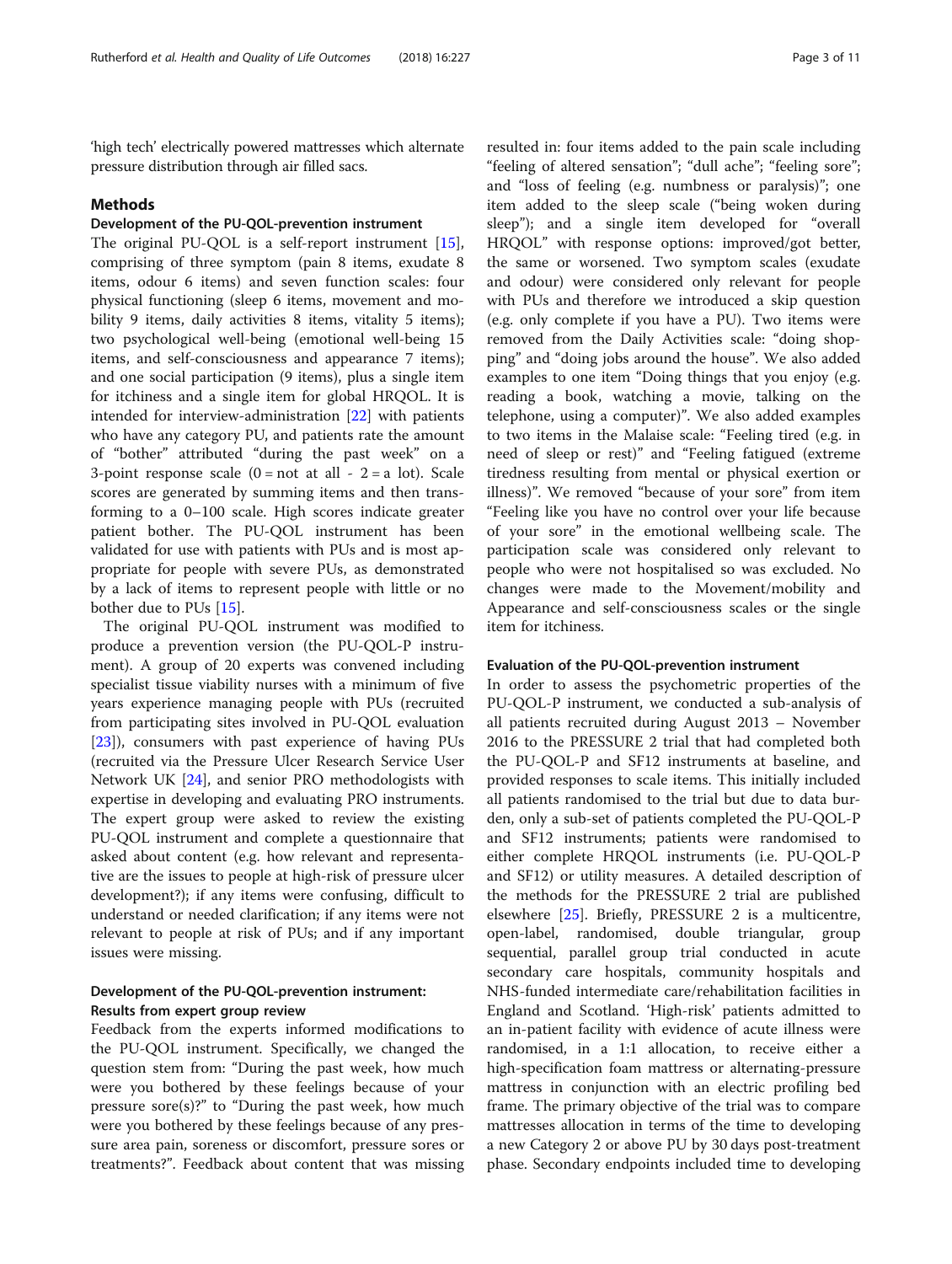'high tech' electrically powered mattresses which alternate pressure distribution through air filled sacs.

## Methods

### Development of the PU-QOL-prevention instrument

The original PU-QOL is a self-report instrument [15], comprising of three symptom (pain 8 items, exudate 8 items, odour 6 items) and seven function scales: four physical functioning (sleep 6 items, movement and mobility 9 items, daily activities 8 items, vitality 5 items); two psychological well-being (emotional well-being 15 items, and self-consciousness and appearance 7 items); and one social participation (9 items), plus a single item for itchiness and a single item for global HRQOL. It is intended for interview-administration [22] with patients who have any category PU, and patients rate the amount of "bother" attributed "during the past week" on a 3-point response scale (0 = not at all - 2 = a lot). Scale scores are generated by summing items and then transforming to a 0–100 scale. High scores indicate greater patient bother. The PU-QOL instrument has been validated for use with patients with PUs and is most appropriate for people with severe PUs, as demonstrated by a lack of items to represent people with little or no bother due to PUs [15].

The original PU-QOL instrument was modified to produce a prevention version (the PU-QOL-P instrument). A group of 20 experts was convened including specialist tissue viability nurses with a minimum of five years experience managing people with PUs (recruited from participating sites involved in PU-QOL evaluation [23]), consumers with past experience of having PUs (recruited via the Pressure Ulcer Research Service User Network UK [24], and senior PRO methodologists with expertise in developing and evaluating PRO instruments. The expert group were asked to review the existing PU-QOL instrument and complete a questionnaire that asked about content (e.g. how relevant and representative are the issues to people at high-risk of pressure ulcer development?); if any items were confusing, difficult to understand or needed clarification; if any items were not relevant to people at risk of PUs; and if any important issues were missing.

### Development of the PU-QOL-prevention instrument: Results from expert group review

Feedback from the experts informed modifications to the PU-QOL instrument. Specifically, we changed the question stem from: "During the past week, how much were you bothered by these feelings because of your pressure sore(s)?" to "During the past week, how much were you bothered by these feelings because of any pressure area pain, soreness or discomfort, pressure sores or treatments?". Feedback about content that was missing resulted in: four items added to the pain scale including "feeling of altered sensation"; "dull ache"; "feeling sore"; and "loss of feeling (e.g. numbness or paralysis)"; one item added to the sleep scale ("being woken during sleep"); and a single item developed for "overall HRQOL" with response options: improved/got better, the same or worsened. Two symptom scales (exudate and odour) were considered only relevant for people with PUs and therefore we introduced a skip question (e.g. only complete if you have a PU). Two items were removed from the Daily Activities scale: "doing shopping" and "doing jobs around the house". We also added examples to one item "Doing things that you enjoy (e.g. reading a book, watching a movie, talking on the telephone, using a computer)". We also added examples to two items in the Malaise scale: "Feeling tired (e.g. in need of sleep or rest)" and "Feeling fatigued (extreme tiredness resulting from mental or physical exertion or illness)". We removed "because of your sore" from item "Feeling like you have no control over your life because of your sore" in the emotional wellbeing scale. The participation scale was considered only relevant to people who were not hospitalised so was excluded. No changes were made to the Movement/mobility and Appearance and self-consciousness scales or the single item for itchiness.

### Evaluation of the PU-QOL-prevention instrument

In order to assess the psychometric properties of the PU-QOL-P instrument, we conducted a sub-analysis of all patients recruited during August 2013 – November 2016 to the PRESSURE 2 trial that had completed both the PU-QOL-P and SF12 instruments at baseline, and provided responses to scale items. This initially included all patients randomised to the trial but due to data burden, only a sub-set of patients completed the PU-QOL-P and SF12 instruments; patients were randomised to either complete HRQOL instruments (i.e. PU-QOL-P and SF12) or utility measures. A detailed description of the methods for the PRESSURE 2 trial are published elsewhere [25]. Briefly, PRESSURE 2 is a multicentre, open-label, randomised, double triangular, group sequential, parallel group trial conducted in acute secondary care hospitals, community hospitals and NHS-funded intermediate care/rehabilitation facilities in England and Scotland. 'High-risk' patients admitted to an in-patient facility with evidence of acute illness were randomised, in a 1:1 allocation, to receive either a high-specification foam mattress or alternating-pressure mattress in conjunction with an electric profiling bed frame. The primary objective of the trial was to compare mattresses allocation in terms of the time to developing a new Category 2 or above PU by 30 days post-treatment phase. Secondary endpoints included time to developing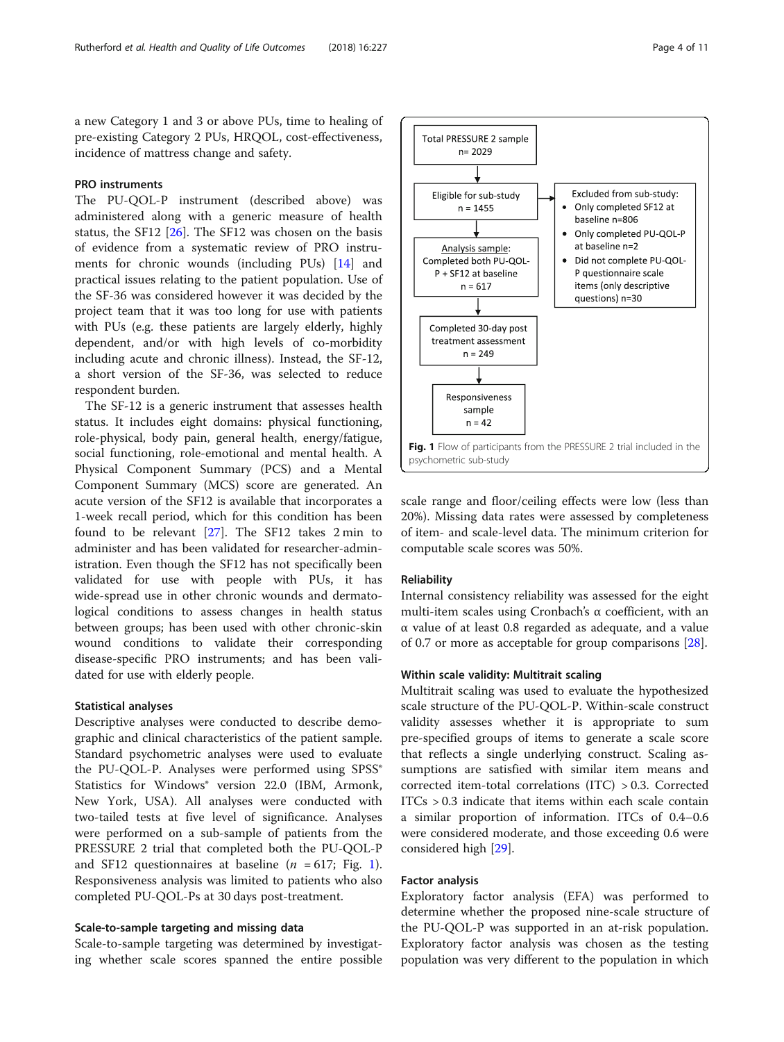a new Category 1 and 3 or above PUs, time to healing of pre-existing Category 2 PUs, HRQOL, cost-effectiveness, incidence of mattress change and safety.

### PRO instruments

The PU-QOL-P instrument (described above) was administered along with a generic measure of health status, the SF12 [26]. The SF12 was chosen on the basis of evidence from a systematic review of PRO instruments for chronic wounds (including PUs) [14] and practical issues relating to the patient population. Use of the SF-36 was considered however it was decided by the project team that it was too long for use with patients with PUs (e.g. these patients are largely elderly, highly dependent, and/or with high levels of co-morbidity including acute and chronic illness). Instead, the SF-12, a short version of the SF-36, was selected to reduce respondent burden.

The SF-12 is a generic instrument that assesses health status. It includes eight domains: physical functioning, role-physical, body pain, general health, energy/fatigue, social functioning, role-emotional and mental health. A Physical Component Summary (PCS) and a Mental Component Summary (MCS) score are generated. An acute version of the SF12 is available that incorporates a 1-week recall period, which for this condition has been found to be relevant [27]. The SF12 takes 2 min to administer and has been validated for researcher-administration. Even though the SF12 has not specifically been validated for use with people with PUs, it has wide-spread use in other chronic wounds and dermatological conditions to assess changes in health status between groups; has been used with other chronic-skin wound conditions to validate their corresponding disease-specific PRO instruments; and has been validated for use with elderly people.

### Statistical analyses

Descriptive analyses were conducted to describe demographic and clinical characteristics of the patient sample. Standard psychometric analyses were used to evaluate the PU-QOL-P. Analyses were performed using SPSS® Statistics for Windows® version 22.0 (IBM, Armonk, New York, USA). All analyses were conducted with two-tailed tests at five level of significance. Analyses were performed on a sub-sample of patients from the PRESSURE 2 trial that completed both the PU-QOL-P and SF12 questionnaires at baseline ($n$ = 617; Fig. 1). Responsiveness analysis was limited to patients who also completed PU-QOL-Ps at 30 days post-treatment.

#### Scale-to-sample targeting and missing data

Scale-to-sample targeting was determined by investigating whether scale scores spanned the entire possible scale range and floor/ceiling effects were low (less than 20%). Missing data rates were assessed by completeness of item- and scale-level data. The minimum criterion for computable scale scores was 50%.

Total PRESSURE 2 sample n= 2029 → Eligible for sub-study n = 1455 → Analysis sample: Completed both PU-QOL-P + SF12 at baseline n = 617 → Completed 30-day post treatment assessment n = 249 → Responsiveness sample n = 42

Excluded from sub-study:
- Only completed SF12 at baseline n=806
- Only completed PU-QOL-P at baseline n=2
- Did not complete PU-QOL-P questionnaire scale items (only descriptive questions) n=30

**Fig. 1** Flow of participants from the PRESSURE 2 trial included in the psychometric sub-study

#### Reliability

Internal consistency reliability was assessed for the eight multi-item scales using Cronbach's α coefficient, with an α value of at least 0.8 regarded as adequate, and a value of 0.7 or more as acceptable for group comparisons [28].

#### Within scale validity: Multitrait scaling

Multitrait scaling was used to evaluate the hypothesized scale structure of the PU-QOL-P. Within-scale construct validity assesses whether it is appropriate to sum pre-specified groups of items to generate a scale score that reflects a single underlying construct. Scaling assumptions are satisfied with similar item means and corrected item-total correlations (ITC) > 0.3. Corrected ITCs > 0.3 indicate that items within each scale contain a similar proportion of information. ITCs of 0.4–0.6 were considered moderate, and those exceeding 0.6 were considered high [29].

#### Factor analysis

Exploratory factor analysis (EFA) was performed to determine whether the proposed nine-scale structure of the PU-QOL-P was supported in an at-risk population. Exploratory factor analysis was chosen as the testing population was very different to the population in which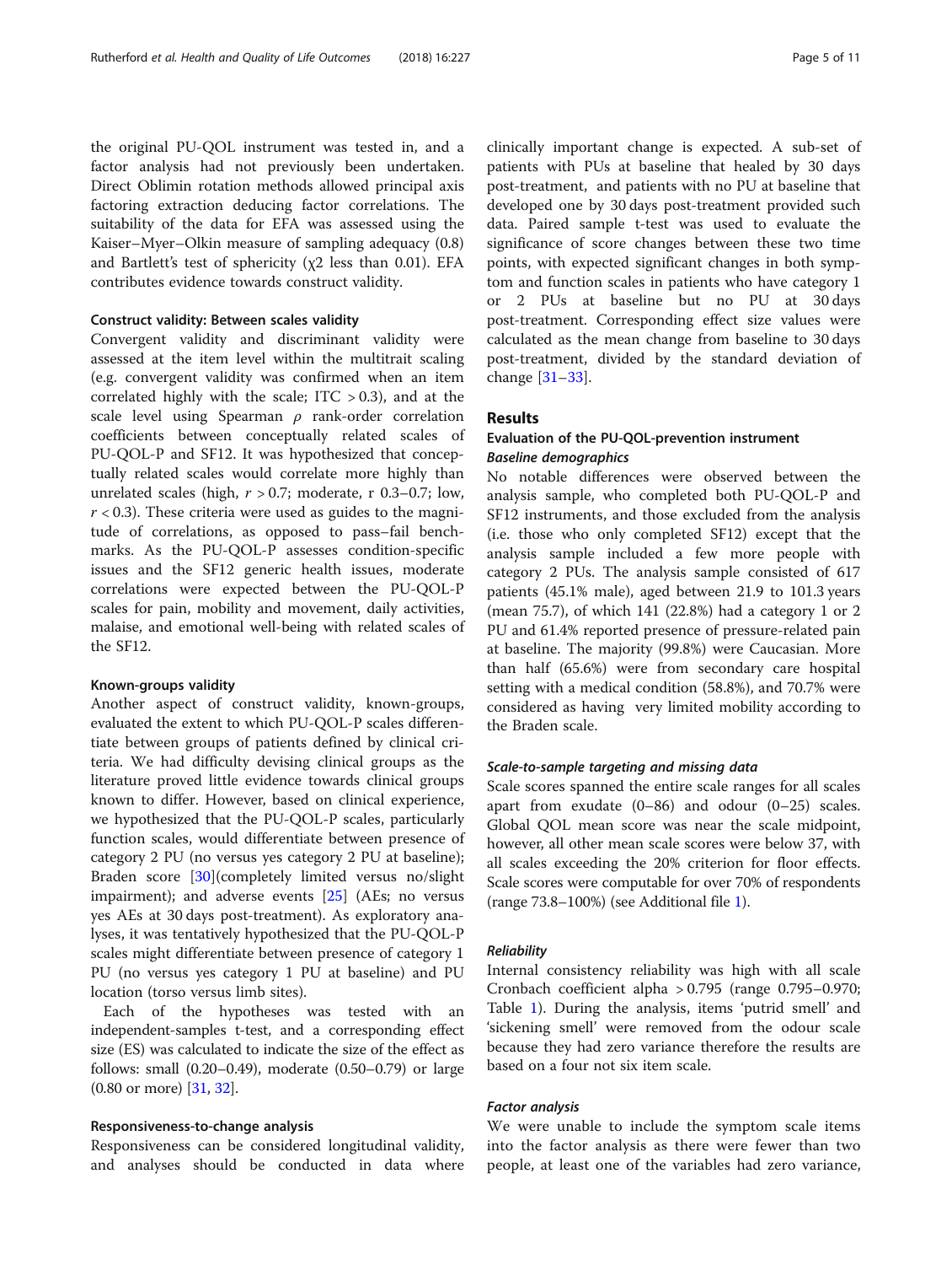the original PU-QOL instrument was tested in, and a factor analysis had not previously been undertaken. Direct Oblimin rotation methods allowed principal axis factoring extraction deducing factor correlations. The suitability of the data for EFA was assessed using the Kaiser–Myer–Olkin measure of sampling adequacy (0.8) and Bartlett's test of sphericity ($\chi2$ less than 0.01). EFA contributes evidence towards construct validity.

#### Construct validity: Between scales validity

Convergent validity and discriminant validity were assessed at the item level within the multitrait scaling (e.g. convergent validity was confirmed when an item correlated highly with the scale; ITC > 0.3), and at the scale level using Spearman $\rho$ rank-order correlation coefficients between conceptually related scales of PU-QOL-P and SF12. It was hypothesized that conceptually related scales would correlate more highly than unrelated scales (high, $r > 0.7$; moderate, r 0.3–0.7; low, $r < 0.3$). These criteria were used as guides to the magnitude of correlations, as opposed to pass–fail benchmarks. As the PU-QOL-P assesses condition-specific issues and the SF12 generic health issues, moderate correlations were expected between the PU-QOL-P scales for pain, mobility and movement, daily activities, malaise, and emotional well-being with related scales of the SF12.

#### Known-groups validity

Another aspect of construct validity, known-groups, evaluated the extent to which PU-QOL-P scales differentiate between groups of patients defined by clinical criteria. We had difficulty devising clinical groups as the literature proved little evidence towards clinical groups known to differ. However, based on clinical experience, we hypothesized that the PU-QOL-P scales, particularly function scales, would differentiate between presence of category 2 PU (no versus yes category 2 PU at baseline); Braden score [30](completely limited versus no/slight impairment); and adverse events [25] (AEs; no versus yes AEs at 30 days post-treatment). As exploratory analyses, it was tentatively hypothesized that the PU-QOL-P scales might differentiate between presence of category 1 PU (no versus yes category 1 PU at baseline) and PU location (torso versus limb sites).

Each of the hypotheses was tested with an independent-samples t-test, and a corresponding effect size (ES) was calculated to indicate the size of the effect as follows: small (0.20–0.49), moderate (0.50–0.79) or large (0.80 or more) [31, 32].

#### Responsiveness-to-change analysis

Responsiveness can be considered longitudinal validity, and analyses should be conducted in data where clinically important change is expected. A sub-set of patients with PUs at baseline that healed by 30 days post-treatment, and patients with no PU at baseline that developed one by 30 days post-treatment provided such data. Paired sample t-test was used to evaluate the significance of score changes between these two time points, with expected significant changes in both symptom and function scales in patients who have category 1 or 2 PUs at baseline but no PU at 30 days post-treatment. Corresponding effect size values were calculated as the mean change from baseline to 30 days post-treatment, divided by the standard deviation of change [31–33].

## Results

### Evaluation of the PU-QOL-prevention instrument

#### *Baseline demographics*

No notable differences were observed between the analysis sample, who completed both PU-QOL-P and SF12 instruments, and those excluded from the analysis (i.e. those who only completed SF12) except that the analysis sample included a few more people with category 2 PUs. The analysis sample consisted of 617 patients (45.1% male), aged between 21.9 to 101.3 years (mean 75.7), of which 141 (22.8%) had a category 1 or 2 PU and 61.4% reported presence of pressure-related pain at baseline. The majority (99.8%) were Caucasian. More than half (65.6%) were from secondary care hospital setting with a medical condition (58.8%), and 70.7% were considered as having very limited mobility according to the Braden scale.

#### *Scale-to-sample targeting and missing data*

Scale scores spanned the entire scale ranges for all scales apart from exudate (0–86) and odour (0–25) scales. Global QOL mean score was near the scale midpoint, however, all other mean scale scores were below 37, with all scales exceeding the 20% criterion for floor effects. Scale scores were computable for over 70% of respondents (range 73.8–100%) (see Additional file 1).

#### *Reliability*

Internal consistency reliability was high with all scale Cronbach coefficient alpha > 0.795 (range 0.795–0.970; Table 1). During the analysis, items 'putrid smell' and 'sickening smell' were removed from the odour scale because they had zero variance therefore the results are based on a four not six item scale.

#### *Factor analysis*

We were unable to include the symptom scale items into the factor analysis as there were fewer than two people, at least one of the variables had zero variance,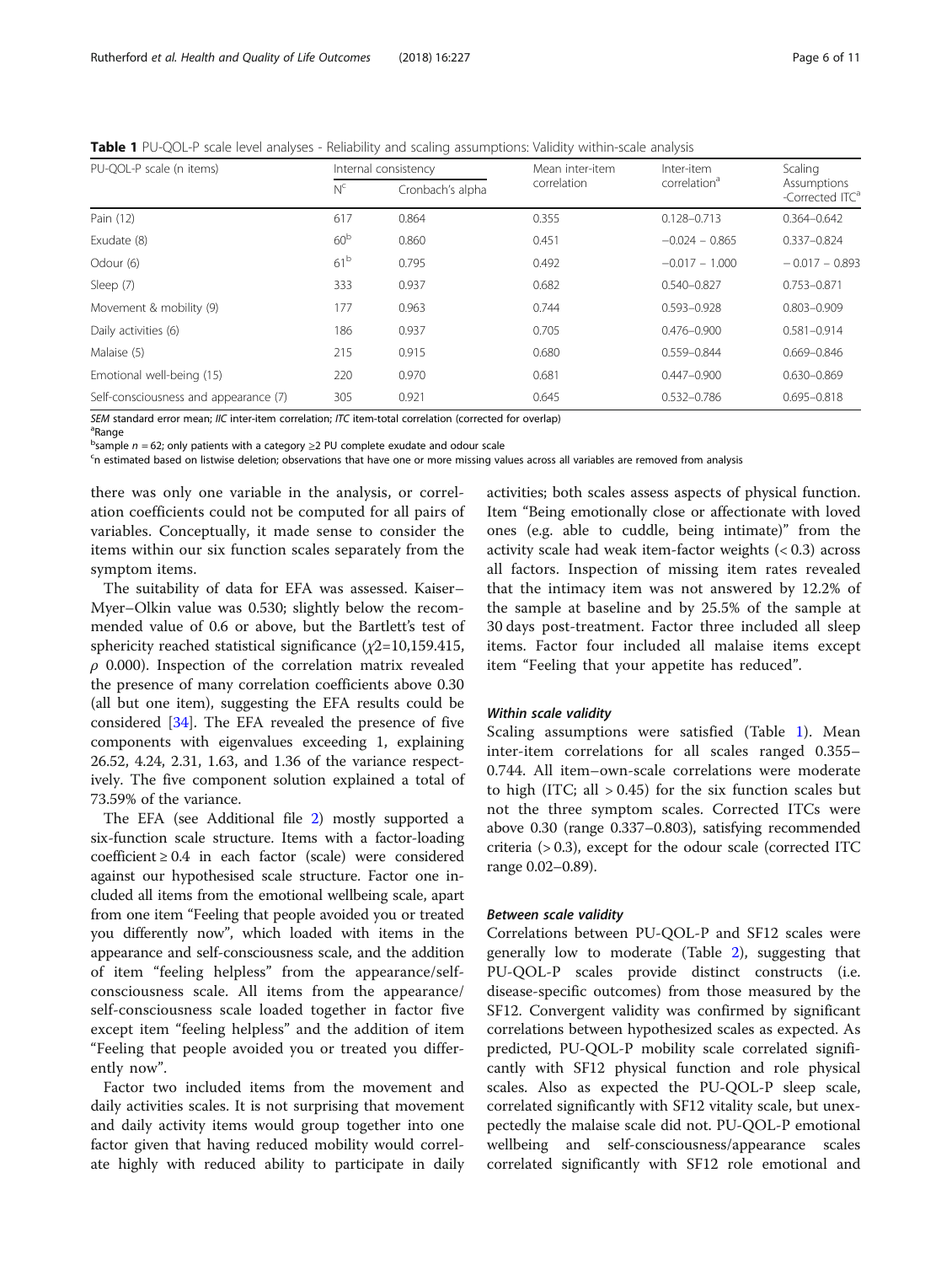**Table 1** PU-QOL-P scale level analyses - Reliability and scaling assumptions: Validity within-scale analysis

| PU-QOL-P scale (n items) | Internal consistency | | Mean inter-item correlation | Inter-item correlation[a] | Scaling Assumptions -Corrected ITC[a] |
|---|---|---|---|---|---|
| | N[c] | Cronbach's alpha | | | |
| Pain (12) | 617 | 0.864 | 0.355 | 0.128–0.713 | 0.364–0.642 |
| Exudate (8) | 60[b] | 0.860 | 0.451 | −0.024 – 0.865 | 0.337–0.824 |
| Odour (6) | 61[b] | 0.795 | 0.492 | −0.017 – 1.000 | − 0.017 – 0.893 |
| Sleep (7) | 333 | 0.937 | 0.682 | 0.540–0.827 | 0.753–0.871 |
| Movement & mobility (9) | 177 | 0.963 | 0.744 | 0.593–0.928 | 0.803–0.909 |
| Daily activities (6) | 186 | 0.937 | 0.705 | 0.476–0.900 | 0.581–0.914 |
| Malaise (5) | 215 | 0.915 | 0.680 | 0.559–0.844 | 0.669–0.846 |
| Emotional well-being (15) | 220 | 0.970 | 0.681 | 0.447–0.900 | 0.630–0.869 |
| Self-consciousness and appearance (7) | 305 | 0.921 | 0.645 | 0.532–0.786 | 0.695–0.818 |

*SEM* standard error mean; *IIC* inter-item correlation; *ITC* item-total correlation (corrected for overlap)
[a]Range
[b]sample $n = 62$; only patients with a category ≥2 PU complete exudate and odour scale
[c]n estimated based on listwise deletion; observations that have one or more missing values across all variables are removed from analysis

there was only one variable in the analysis, or correlation coefficients could not be computed for all pairs of variables. Conceptually, it made sense to consider the items within our six function scales separately from the symptom items.

The suitability of data for EFA was assessed. Kaiser–Myer–Olkin value was 0.530; slightly below the recommended value of 0.6 or above, but the Bartlett's test of sphericity reached statistical significance ($\chi 2$=10,159.415, $\rho$ 0.000). Inspection of the correlation matrix revealed the presence of many correlation coefficients above 0.30 (all but one item), suggesting the EFA results could be considered [34]. The EFA revealed the presence of five components with eigenvalues exceeding 1, explaining 26.52, 4.24, 2.31, 1.63, and 1.36 of the variance respectively. The five component solution explained a total of 73.59% of the variance.

The EFA (see Additional file 2) mostly supported a six-function scale structure. Items with a factor-loading coefficient ≥ 0.4 in each factor (scale) were considered against our hypothesised scale structure. Factor one included all items from the emotional wellbeing scale, apart from one item "Feeling that people avoided you or treated you differently now", which loaded with items in the appearance and self-consciousness scale, and the addition of item "feeling helpless" from the appearance/self-consciousness scale. All items from the appearance/self-consciousness scale loaded together in factor five except item "feeling helpless" and the addition of item "Feeling that people avoided you or treated you differently now".

Factor two included items from the movement and daily activities scales. It is not surprising that movement and daily activity items would group together into one factor given that having reduced mobility would correlate highly with reduced ability to participate in daily activities; both scales assess aspects of physical function. Item "Being emotionally close or affectionate with loved ones (e.g. able to cuddle, being intimate)" from the activity scale had weak item-factor weights (< 0.3) across all factors. Inspection of missing item rates revealed that the intimacy item was not answered by 12.2% of the sample at baseline and by 25.5% of the sample at 30 days post-treatment. Factor three included all sleep items. Factor four included all malaise items except item "Feeling that your appetite has reduced".

#### *Within scale validity*

Scaling assumptions were satisfied (Table 1). Mean inter-item correlations for all scales ranged 0.355–0.744. All item–own-scale correlations were moderate to high (ITC; all > 0.45) for the six function scales but not the three symptom scales. Corrected ITCs were above 0.30 (range 0.337–0.803), satisfying recommended criteria (> 0.3), except for the odour scale (corrected ITC range 0.02–0.89).

#### *Between scale validity*

Correlations between PU-QOL-P and SF12 scales were generally low to moderate (Table 2), suggesting that PU-QOL-P scales provide distinct constructs (i.e. disease-specific outcomes) from those measured by the SF12. Convergent validity was confirmed by significant correlations between hypothesized scales as expected. As predicted, PU-QOL-P mobility scale correlated significantly with SF12 physical function and role physical scales. Also as expected the PU-QOL-P sleep scale, correlated significantly with SF12 vitality scale, but unexpectedly the malaise scale did not. PU-QOL-P emotional wellbeing and self-consciousness/appearance scales correlated significantly with SF12 role emotional and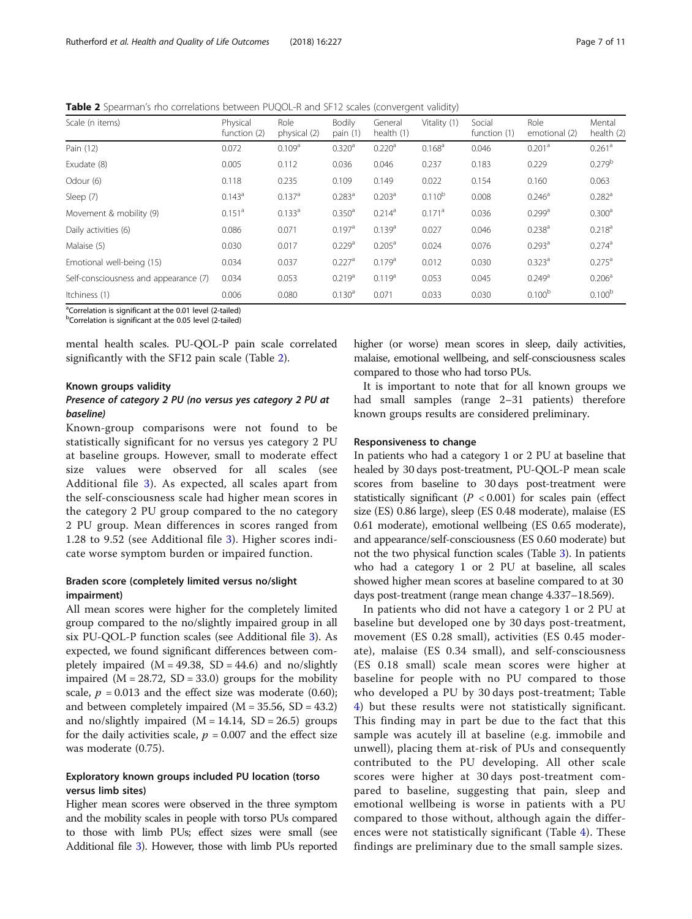**Table 2** Spearman's rho correlations between PUQOL-R and SF12 scales (convergent validity)

| Scale (n items) | Physical function (2) | Role physical (2) | Bodily pain (1) | General health (1) | Vitality (1) | Social function (1) | Role emotional (2) | Mental health (2) |
|---|---|---|---|---|---|---|---|---|
| Pain (12) | 0.072 | 0.109[a] | 0.320[a] | 0.220[a] | 0.168[a] | 0.046 | 0.201[a] | 0.261[a] |
| Exudate (8) | 0.005 | 0.112 | 0.036 | 0.046 | 0.237 | 0.183 | 0.229 | 0.279[b] |
| Odour (6) | 0.118 | 0.235 | 0.109 | 0.149 | 0.022 | 0.154 | 0.160 | 0.063 |
| Sleep (7) | 0.143[a] | 0.137[a] | 0.283[a] | 0.203[a] | 0.110[b] | 0.008 | 0.246[a] | 0.282[a] |
| Movement & mobility (9) | 0.151[a] | 0.133[a] | 0.350[a] | 0.214[a] | 0.171[a] | 0.036 | 0.299[a] | 0.300[a] |
| Daily activities (6) | 0.086 | 0.071 | 0.197[a] | 0.139[a] | 0.027 | 0.046 | 0.238[a] | 0.218[a] |
| Malaise (5) | 0.030 | 0.017 | 0.229[a] | 0.205[a] | 0.024 | 0.076 | 0.293[a] | 0.274[a] |
| Emotional well-being (15) | 0.034 | 0.037 | 0.227[a] | 0.179[a] | 0.012 | 0.030 | 0.323[a] | 0.275[a] |
| Self-consciousness and appearance (7) | 0.034 | 0.053 | 0.219[a] | 0.119[a] | 0.053 | 0.045 | 0.249[a] | 0.206[a] |
| Itchiness (1) | 0.006 | 0.080 | 0.130[a] | 0.071 | 0.033 | 0.030 | 0.100[b] | 0.100[b] |

[a]Correlation is significant at the 0.01 level (2-tailed)
[b]Correlation is significant at the 0.05 level (2-tailed)

mental health scales. PU-QOL-P pain scale correlated significantly with the SF12 pain scale (Table 2).

### Known groups validity

#### *Presence of category 2 PU (no versus yes category 2 PU at baseline)*

Known-group comparisons were not found to be statistically significant for no versus yes category 2 PU at baseline groups. However, small to moderate effect size values were observed for all scales (see Additional file 3). As expected, all scales apart from the self-consciousness scale had higher mean scores in the category 2 PU group compared to the no category 2 PU group. Mean differences in scores ranged from 1.28 to 9.52 (see Additional file 3). Higher scores indicate worse symptom burden or impaired function.

### Braden score (completely limited versus no/slight impairment)

All mean scores were higher for the completely limited group compared to the no/slightly impaired group in all six PU-QOL-P function scales (see Additional file 3). As expected, we found significant differences between completely impaired ($M = 49.38$, $SD = 44.6$) and no/slightly impaired ($M = 28.72$, $SD = 33.0$) groups for the mobility scale, $p = 0.013$ and the effect size was moderate (0.60); and between completely impaired ($M = 35.56$, $SD = 43.2$) and no/slightly impaired ($M = 14.14$, $SD = 26.5$) groups for the daily activities scale, $p = 0.007$ and the effect size was moderate (0.75).

### Exploratory known groups included PU location (torso versus limb sites)

Higher mean scores were observed in the three symptom and the mobility scales in people with torso PUs compared to those with limb PUs; effect sizes were small (see Additional file 3). However, those with limb PUs reported higher (or worse) mean scores in sleep, daily activities, malaise, emotional wellbeing, and self-consciousness scales compared to those who had torso PUs.

It is important to note that for all known groups we had small samples (range 2–31 patients) therefore known groups results are considered preliminary.

### Responsiveness to change

In patients who had a category 1 or 2 PU at baseline that healed by 30 days post-treatment, PU-QOL-P mean scale scores from baseline to 30 days post-treatment were statistically significant ($P < 0.001$) for scales pain (effect size (ES) 0.86 large), sleep (ES 0.48 moderate), malaise (ES 0.61 moderate), emotional wellbeing (ES 0.65 moderate), and appearance/self-consciousness (ES 0.60 moderate) but not the two physical function scales (Table 3). In patients who had a category 1 or 2 PU at baseline, all scales showed higher mean scores at baseline compared to at 30 days post-treatment (range mean change 4.337–18.569).

In patients who did not have a category 1 or 2 PU at baseline but developed one by 30 days post-treatment, movement (ES 0.28 small), activities (ES 0.45 moderate), malaise (ES 0.34 small), and self-consciousness (ES 0.18 small) scale mean scores were higher at baseline for people with no PU compared to those who developed a PU by 30 days post-treatment; Table 4) but these results were not statistically significant. This finding may in part be due to the fact that this sample was acutely ill at baseline (e.g. immobile and unwell), placing them at-risk of PUs and consequently contributed to the PU developing. All other scale scores were higher at 30 days post-treatment compared to baseline, suggesting that pain, sleep and emotional wellbeing is worse in patients with a PU compared to those without, although again the differences were not statistically significant (Table 4). These findings are preliminary due to the small sample sizes.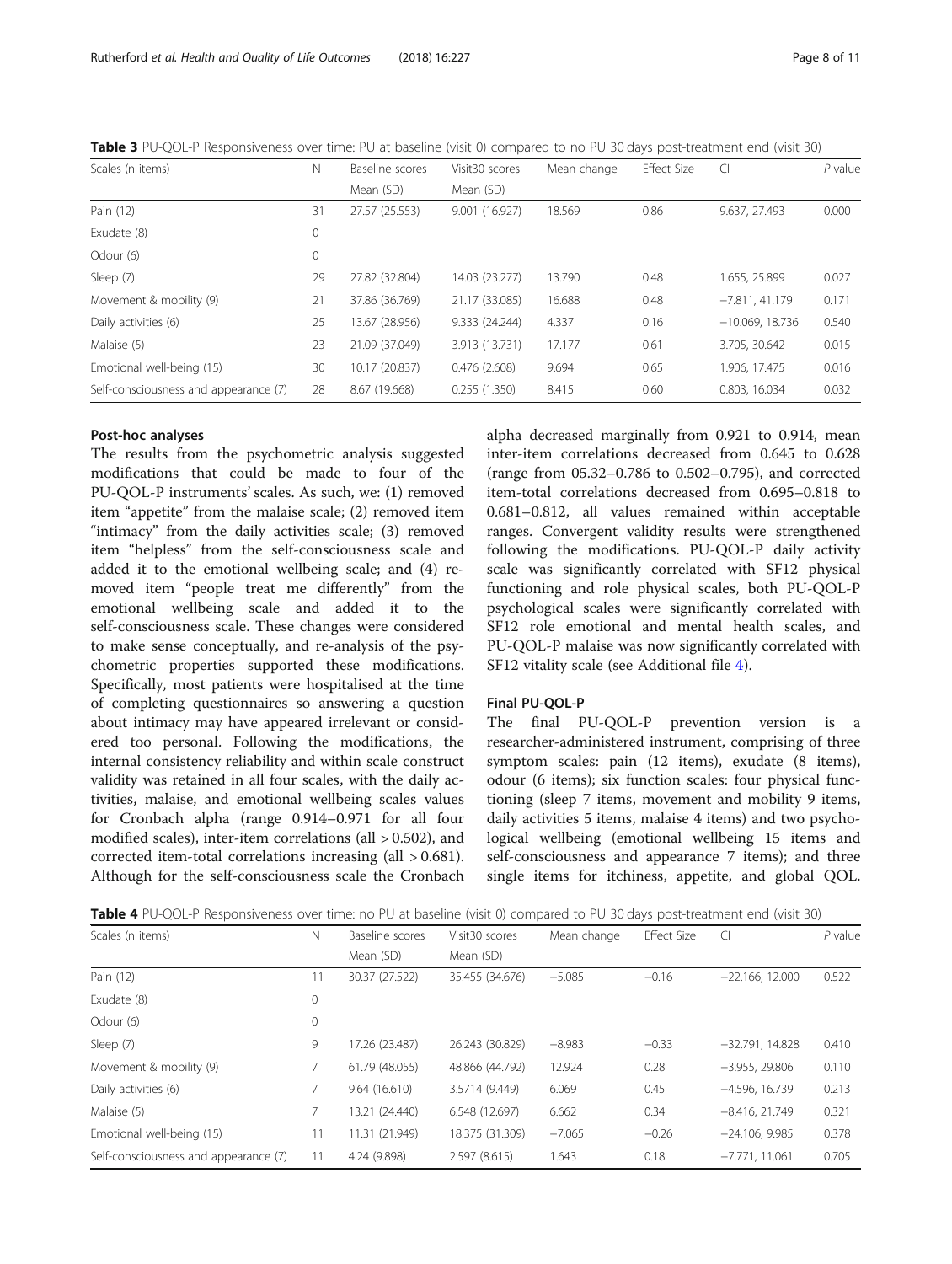**Table 3** PU-QOL-P Responsiveness over time: PU at baseline (visit 0) compared to no PU 30 days post-treatment end (visit 30)

| Scales (n items) | N | Baseline scores Mean (SD) | Visit30 scores Mean (SD) | Mean change | Effect Size | CI | *P* value |
|---|---|---|---|---|---|---|---|
| Pain (12) | 31 | 27.57 (25.553) | 9.001 (16.927) | 18.569 | 0.86 | 9.637, 27.493 | 0.000 |
| Exudate (8) | 0 | | | | | | |
| Odour (6) | 0 | | | | | | |
| Sleep (7) | 29 | 27.82 (32.804) | 14.03 (23.277) | 13.790 | 0.48 | 1.655, 25.899 | 0.027 |
| Movement & mobility (9) | 21 | 37.86 (36.769) | 21.17 (33.085) | 16.688 | 0.48 | −7.811, 41.179 | 0.171 |
| Daily activities (6) | 25 | 13.67 (28.956) | 9.333 (24.244) | 4.337 | 0.16 | −10.069, 18.736 | 0.540 |
| Malaise (5) | 23 | 21.09 (37.049) | 3.913 (13.731) | 17.177 | 0.61 | 3.705, 30.642 | 0.015 |
| Emotional well-being (15) | 30 | 10.17 (20.837) | 0.476 (2.608) | 9.694 | 0.65 | 1.906, 17.475 | 0.016 |
| Self-consciousness and appearance (7) | 28 | 8.67 (19.668) | 0.255 (1.350) | 8.415 | 0.60 | 0.803, 16.034 | 0.032 |

### Post-hoc analyses

The results from the psychometric analysis suggested modifications that could be made to four of the PU-QOL-P instruments' scales. As such, we: (1) removed item "appetite" from the malaise scale; (2) removed item "intimacy" from the daily activities scale; (3) removed item "helpless" from the self-consciousness scale and added it to the emotional wellbeing scale; and (4) removed item "people treat me differently" from the emotional wellbeing scale and added it to the self-consciousness scale. These changes were considered to make sense conceptually, and re-analysis of the psychometric properties supported these modifications. Specifically, most patients were hospitalised at the time of completing questionnaires so answering a question about intimacy may have appeared irrelevant or considered too personal. Following the modifications, the internal consistency reliability and within scale construct validity was retained in all four scales, with the daily activities, malaise, and emotional wellbeing scales values for Cronbach alpha (range 0.914–0.971 for all four modified scales), inter-item correlations (all > 0.502), and corrected item-total correlations increasing (all > 0.681). Although for the self-consciousness scale the Cronbach alpha decreased marginally from 0.921 to 0.914, mean inter-item correlations decreased from 0.645 to 0.628 (range from 05.32–0.786 to 0.502–0.795), and corrected item-total correlations decreased from 0.695–0.818 to 0.681–0.812, all values remained within acceptable ranges. Convergent validity results were strengthened following the modifications. PU-QOL-P daily activity scale was significantly correlated with SF12 physical functioning and role physical scales, both PU-QOL-P psychological scales were significantly correlated with SF12 role emotional and mental health scales, and PU-QOL-P malaise was now significantly correlated with SF12 vitality scale (see Additional file 4).

### Final PU-QOL-P

The final PU-QOL-P prevention version is a researcher-administered instrument, comprising of three symptom scales: pain (12 items), exudate (8 items), odour (6 items); six function scales: four physical functioning (sleep 7 items, movement and mobility 9 items, daily activities 5 items, malaise 4 items) and two psychological wellbeing (emotional wellbeing 15 items and self-consciousness and appearance 7 items); and three single items for itchiness, appetite, and global QOL.

**Table 4** PU-QOL-P Responsiveness over time: no PU at baseline (visit 0) compared to PU 30 days post-treatment end (visit 30)

| Scales (n items) | N | Baseline scores Mean (SD) | Visit30 scores Mean (SD) | Mean change | Effect Size | CI | *P* value |
|---|---|---|---|---|---|---|---|
| Pain (12) | 11 | 30.37 (27.522) | 35.455 (34.676) | −5.085 | −0.16 | −22.166, 12.000 | 0.522 |
| Exudate (8) | 0 | | | | | | |
| Odour (6) | 0 | | | | | | |
| Sleep (7) | 9 | 17.26 (23.487) | 26.243 (30.829) | −8.983 | −0.33 | −32.791, 14.828 | 0.410 |
| Movement & mobility (9) | 7 | 61.79 (48.055) | 48.866 (44.792) | 12.924 | 0.28 | −3.955, 29.806 | 0.110 |
| Daily activities (6) | 7 | 9.64 (16.610) | 3.5714 (9.449) | 6.069 | 0.45 | −4.596, 16.739 | 0.213 |
| Malaise (5) | 7 | 13.21 (24.440) | 6.548 (12.697) | 6.662 | 0.34 | −8.416, 21.749 | 0.321 |
| Emotional well-being (15) | 11 | 11.31 (21.949) | 18.375 (31.309) | −7.065 | −0.26 | −24.106, 9.985 | 0.378 |
| Self-consciousness and appearance (7) | 11 | 4.24 (9.898) | 2.597 (8.615) | 1.643 | 0.18 | −7.771, 11.061 | 0.705 |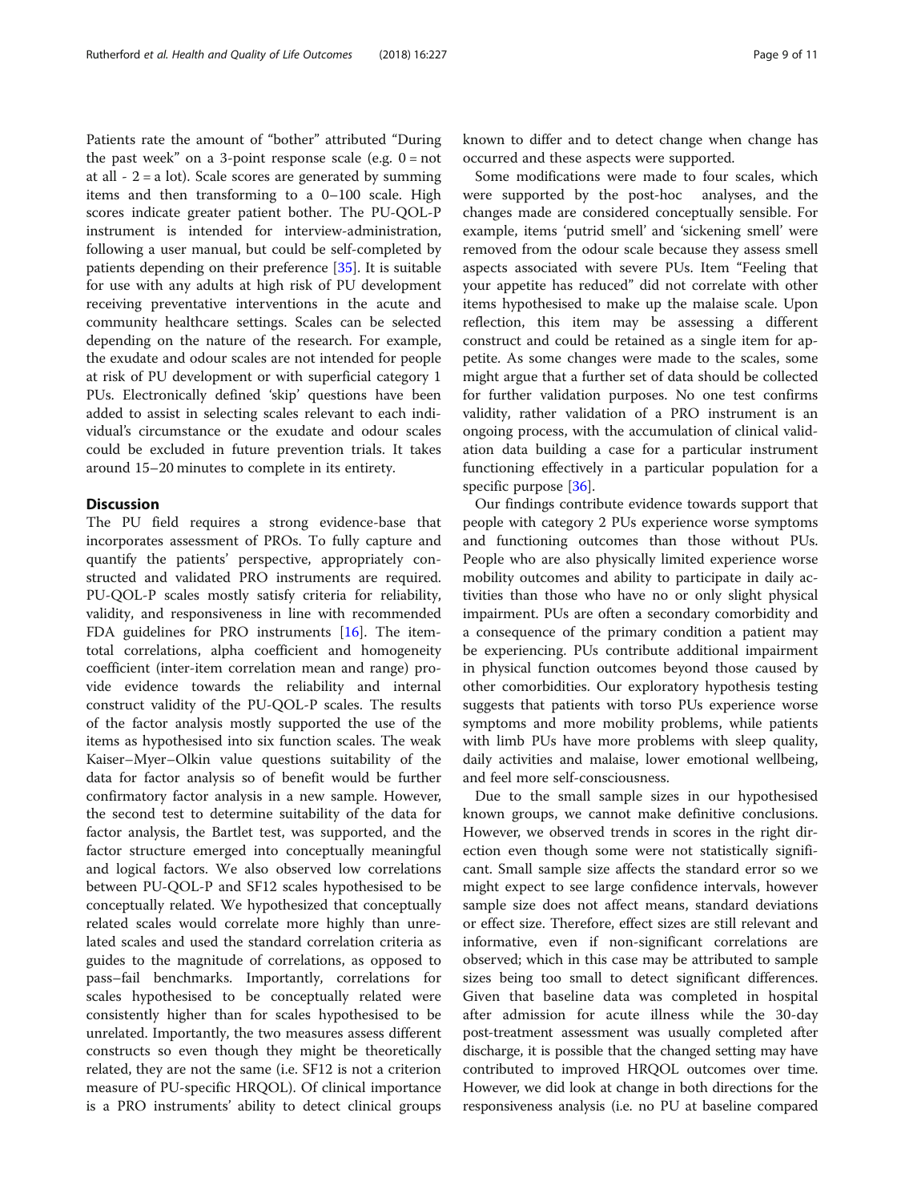Patients rate the amount of "bother" attributed "During the past week" on a 3-point response scale (e.g. 0 = not at all - 2 = a lot). Scale scores are generated by summing items and then transforming to a 0–100 scale. High scores indicate greater patient bother. The PU-QOL-P instrument is intended for interview-administration, following a user manual, but could be self-completed by patients depending on their preference [35]. It is suitable for use with any adults at high risk of PU development receiving preventative interventions in the acute and community healthcare settings. Scales can be selected depending on the nature of the research. For example, the exudate and odour scales are not intended for people at risk of PU development or with superficial category 1 PUs. Electronically defined 'skip' questions have been added to assist in selecting scales relevant to each individual's circumstance or the exudate and odour scales could be excluded in future prevention trials. It takes around 15–20 minutes to complete in its entirety.

## Discussion

The PU field requires a strong evidence-base that incorporates assessment of PROs. To fully capture and quantify the patients' perspective, appropriately constructed and validated PRO instruments are required. PU-QOL-P scales mostly satisfy criteria for reliability, validity, and responsiveness in line with recommended FDA guidelines for PRO instruments [16]. The item-total correlations, alpha coefficient and homogeneity coefficient (inter-item correlation mean and range) provide evidence towards the reliability and internal construct validity of the PU-QOL-P scales. The results of the factor analysis mostly supported the use of the items as hypothesised into six function scales. The weak Kaiser–Myer–Olkin value questions suitability of the data for factor analysis so of benefit would be further confirmatory factor analysis in a new sample. However, the second test to determine suitability of the data for factor analysis, the Bartlet test, was supported, and the factor structure emerged into conceptually meaningful and logical factors. We also observed low correlations between PU-QOL-P and SF12 scales hypothesised to be conceptually related. We hypothesized that conceptually related scales would correlate more highly than unrelated scales and used the standard correlation criteria as guides to the magnitude of correlations, as opposed to pass–fail benchmarks. Importantly, correlations for scales hypothesised to be conceptually related were consistently higher than for scales hypothesised to be unrelated. Importantly, the two measures assess different constructs so even though they might be theoretically related, they are not the same (i.e. SF12 is not a criterion measure of PU-specific HRQOL). Of clinical importance is a PRO instruments' ability to detect clinical groups known to differ and to detect change when change has occurred and these aspects were supported.

Some modifications were made to four scales, which were supported by the post-hoc analyses, and the changes made are considered conceptually sensible. For example, items 'putrid smell' and 'sickening smell' were removed from the odour scale because they assess smell aspects associated with severe PUs. Item "Feeling that your appetite has reduced" did not correlate with other items hypothesised to make up the malaise scale. Upon reflection, this item may be assessing a different construct and could be retained as a single item for appetite. As some changes were made to the scales, some might argue that a further set of data should be collected for further validation purposes. No one test confirms validity, rather validation of a PRO instrument is an ongoing process, with the accumulation of clinical validation data building a case for a particular instrument functioning effectively in a particular population for a specific purpose [36].

Our findings contribute evidence towards support that people with category 2 PUs experience worse symptoms and functioning outcomes than those without PUs. People who are also physically limited experience worse mobility outcomes and ability to participate in daily activities than those who have no or only slight physical impairment. PUs are often a secondary comorbidity and a consequence of the primary condition a patient may be experiencing. PUs contribute additional impairment in physical function outcomes beyond those caused by other comorbidities. Our exploratory hypothesis testing suggests that patients with torso PUs experience worse symptoms and more mobility problems, while patients with limb PUs have more problems with sleep quality, daily activities and malaise, lower emotional wellbeing, and feel more self-consciousness.

Due to the small sample sizes in our hypothesised known groups, we cannot make definitive conclusions. However, we observed trends in scores in the right direction even though some were not statistically significant. Small sample size affects the standard error so we might expect to see large confidence intervals, however sample size does not affect means, standard deviations or effect size. Therefore, effect sizes are still relevant and informative, even if non-significant correlations are observed; which in this case may be attributed to sample sizes being too small to detect significant differences. Given that baseline data was completed in hospital after admission for acute illness while the 30-day post-treatment assessment was usually completed after discharge, it is possible that the changed setting may have contributed to improved HRQOL outcomes over time. However, we did look at change in both directions for the responsiveness analysis (i.e. no PU at baseline compared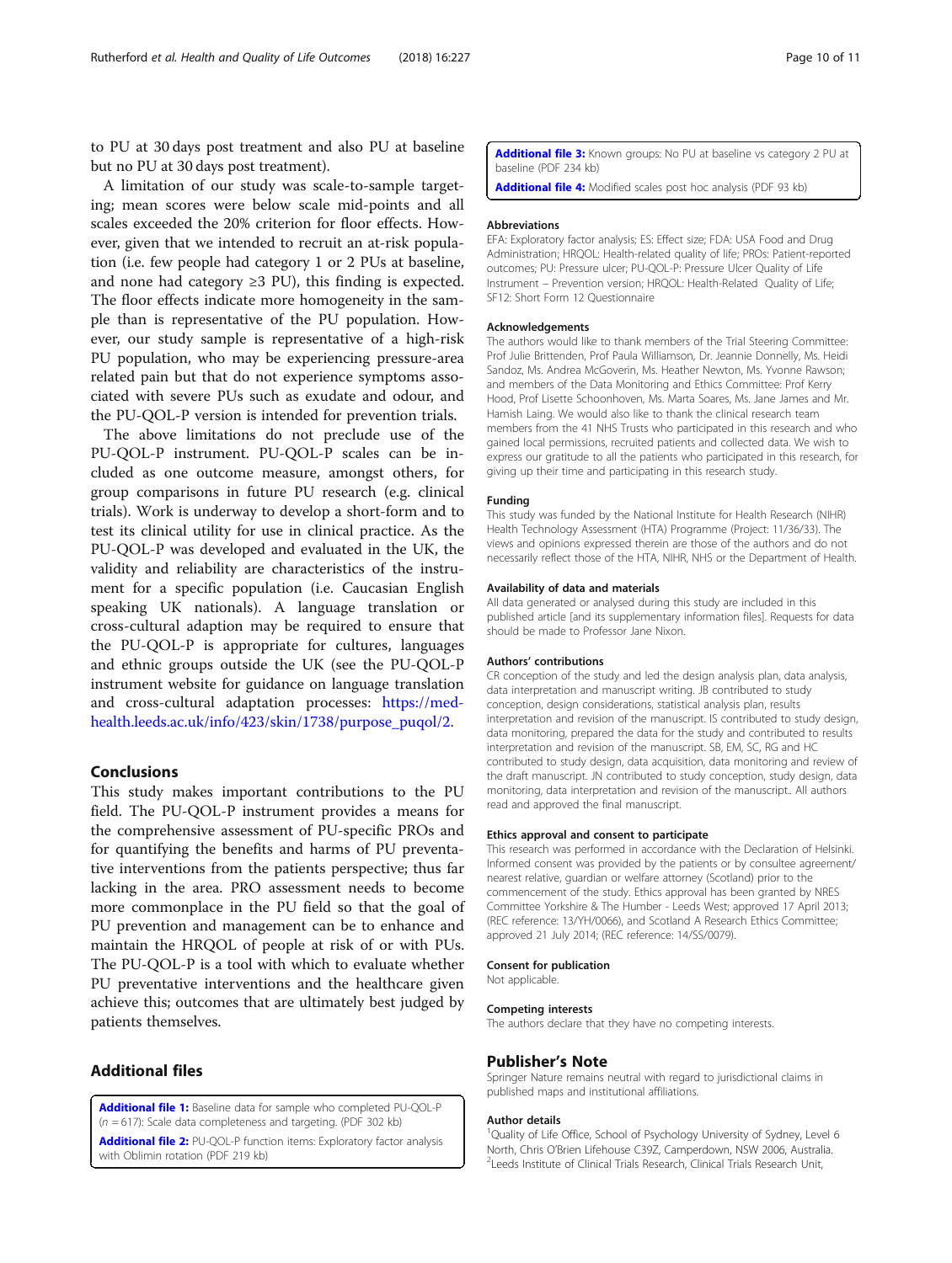to PU at 30 days post treatment and also PU at baseline but no PU at 30 days post treatment).

A limitation of our study was scale-to-sample targeting; mean scores were below scale mid-points and all scales exceeded the 20% criterion for floor effects. However, given that we intended to recruit an at-risk population (i.e. few people had category 1 or 2 PUs at baseline, and none had category ≥3 PU), this finding is expected. The floor effects indicate more homogeneity in the sample than is representative of the PU population. However, our study sample is representative of a high-risk PU population, who may be experiencing pressure-area related pain but that do not experience symptoms associated with severe PUs such as exudate and odour, and the PU-QOL-P version is intended for prevention trials.

The above limitations do not preclude use of the PU-QOL-P instrument. PU-QOL-P scales can be included as one outcome measure, amongst others, for group comparisons in future PU research (e.g. clinical trials). Work is underway to develop a short-form and to test its clinical utility for use in clinical practice. As the PU-QOL-P was developed and evaluated in the UK, the validity and reliability are characteristics of the instrument for a specific population (i.e. Caucasian English speaking UK nationals). A language translation or cross-cultural adaption may be required to ensure that the PU-QOL-P is appropriate for cultures, languages and ethnic groups outside the UK (see the PU-QOL-P instrument website for guidance on language translation and cross-cultural adaptation processes: https://medhealth.leeds.ac.uk/info/423/skin/1738/purpose_puqol/2.

## Conclusions

This study makes important contributions to the PU field. The PU-QOL-P instrument provides a means for the comprehensive assessment of PU-specific PROs and for quantifying the benefits and harms of PU preventative interventions from the patients perspective; thus far lacking in the area. PRO assessment needs to become more commonplace in the PU field so that the goal of PU prevention and management can be to enhance and maintain the HRQOL of people at risk of or with PUs. The PU-QOL-P is a tool with which to evaluate whether PU preventative interventions and the healthcare given achieve this; outcomes that are ultimately best judged by patients themselves.

## Additional files

**Additional file 1:** Baseline data for sample who completed PU-QOL-P ($n$ = 617): Scale data completeness and targeting. (PDF 302 kb)

**Additional file 2:** PU-QOL-P function items: Exploratory factor analysis with Oblimin rotation (PDF 219 kb)

**Additional file 3:** Known groups: No PU at baseline vs category 2 PU at baseline (PDF 234 kb)

**Additional file 4:** Modified scales post hoc analysis (PDF 93 kb)

### Abbreviations

EFA: Exploratory factor analysis; ES: Effect size; FDA: USA Food and Drug Administration; HRQOL: Health-related quality of life; PROs: Patient-reported outcomes; PU: Pressure ulcer; PU-QOL-P: Pressure Ulcer Quality of Life Instrument – Prevention version; HRQOL: Health-Related Quality of Life; SF12: Short Form 12 Questionnaire

### Acknowledgements

The authors would like to thank members of the Trial Steering Committee: Prof Julie Brittenden, Prof Paula Williamson, Dr. Jeannie Donnelly, Ms. Heidi Sandoz, Ms. Andrea McGoverin, Ms. Heather Newton, Ms. Yvonne Rawson; and members of the Data Monitoring and Ethics Committee: Prof Kerry Hood, Prof Lisette Schoonhoven, Ms. Marta Soares, Ms. Jane James and Mr. Hamish Laing. We would also like to thank the clinical research team members from the 41 NHS Trusts who participated in this research and who gained local permissions, recruited patients and collected data. We wish to express our gratitude to all the patients who participated in this research, for giving up their time and participating in this research study.

### Funding

This study was funded by the National Institute for Health Research (NIHR) Health Technology Assessment (HTA) Programme (Project: 11/36/33). The views and opinions expressed therein are those of the authors and do not necessarily reflect those of the HTA, NIHR, NHS or the Department of Health.

### Availability of data and materials

All data generated or analysed during this study are included in this published article [and its supplementary information files]. Requests for data should be made to Professor Jane Nixon.

### Authors' contributions

CR conception of the study and led the design analysis plan, data analysis, data interpretation and manuscript writing. JB contributed to study conception, design considerations, statistical analysis plan, results interpretation and revision of the manuscript. IS contributed to study design, data monitoring, prepared the data for the study and contributed to results interpretation and revision of the manuscript. SB, EM, SC, RG and HC contributed to study design, data acquisition, data monitoring and review of the draft manuscript. JN contributed to study conception, study design, data monitoring, data interpretation and revision of the manuscript.. All authors read and approved the final manuscript.

### Ethics approval and consent to participate

This research was performed in accordance with the Declaration of Helsinki. Informed consent was provided by the patients or by consultee agreement/nearest relative, guardian or welfare attorney (Scotland) prior to the commencement of the study. Ethics approval has been granted by NRES Committee Yorkshire & The Humber - Leeds West; approved 17 April 2013; (REC reference: 13/YH/0066), and Scotland A Research Ethics Committee; approved 21 July 2014; (REC reference: 14/SS/0079).

### Consent for publication

Not applicable.

### Competing interests

The authors declare that they have no competing interests.

## Publisher's Note

Springer Nature remains neutral with regard to jurisdictional claims in published maps and institutional affiliations.

### Author details

[1]Quality of Life Office, School of Psychology University of Sydney, Level 6 North, Chris O'Brien Lifehouse C39Z, Camperdown, NSW 2006, Australia. [2]Leeds Institute of Clinical Trials Research, Clinical Trials Research Unit,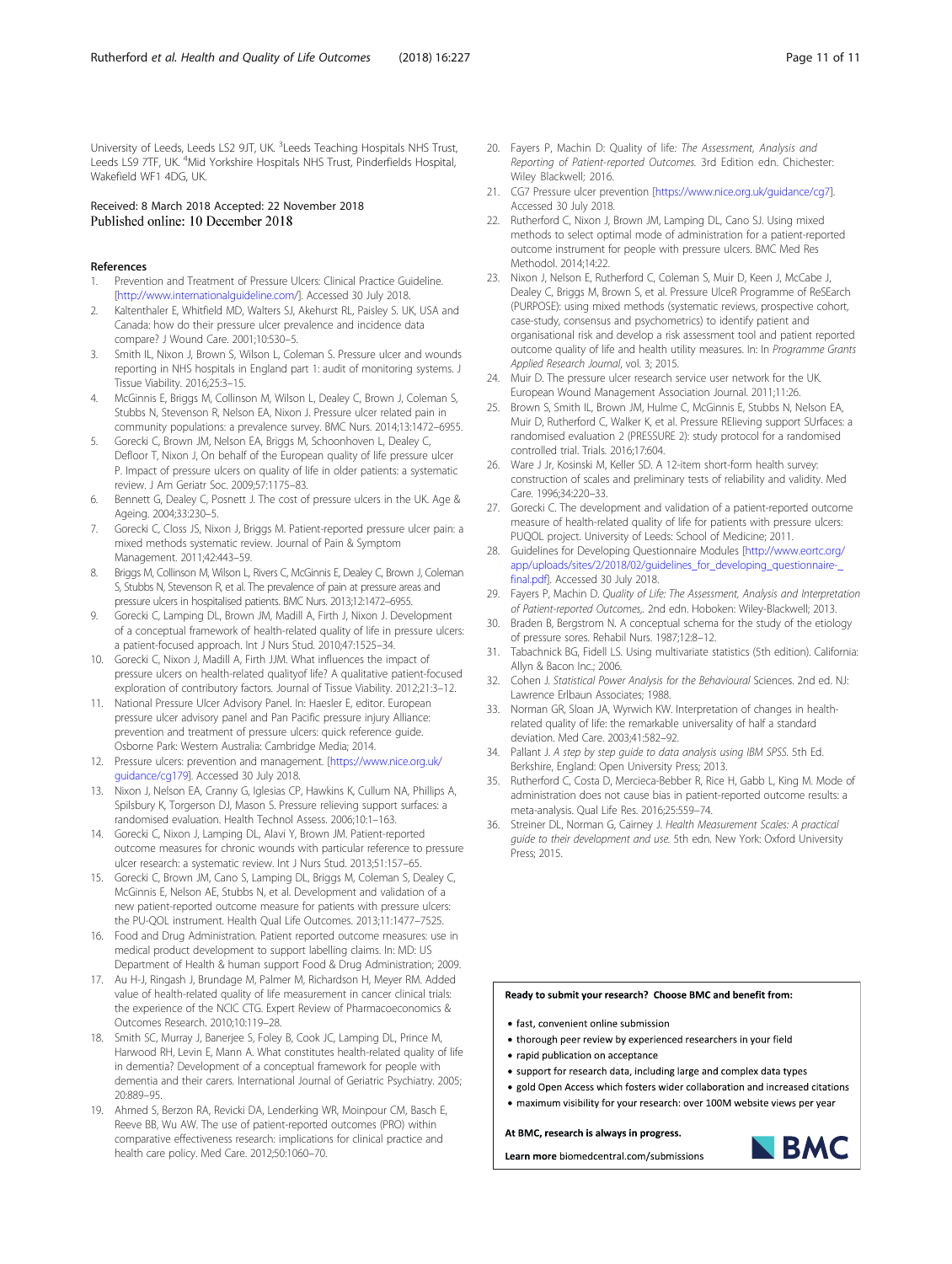University of Leeds, Leeds LS2 9JT, UK. [3]Leeds Teaching Hospitals NHS Trust, Leeds LS9 7TF, UK. [4]Mid Yorkshire Hospitals NHS Trust, Pinderfields Hospital, Wakefield WF1 4DG, UK.

Received: 8 March 2018 Accepted: 22 November 2018
Published online: 10 December 2018

## References

1. Prevention and Treatment of Pressure Ulcers: Clinical Practice Guideline. [http://www.internationalguideline.com/]. Accessed 30 July 2018.
2. Kaltenthaler E, Whitfield MD, Walters SJ, Akehurst RL, Paisley S. UK, USA and Canada: how do their pressure ulcer prevalence and incidence data compare? J Wound Care. 2001;10:530–5.
3. Smith IL, Nixon J, Brown S, Wilson L, Coleman S. Pressure ulcer and wounds reporting in NHS hospitals in England part 1: audit of monitoring systems. J Tissue Viability. 2016;25:3–15.
4. McGinnis E, Briggs M, Collinson M, Wilson L, Dealey C, Brown J, Coleman S, Stubbs N, Stevenson R, Nelson EA, Nixon J. Pressure ulcer related pain in community populations: a prevalence survey. BMC Nurs. 2014;13:1472–6955.
5. Gorecki C, Brown JM, Nelson EA, Briggs M, Schoonhoven L, Dealey C, Defloor T, Nixon J, On behalf of the European quality of life pressure ulcer P. Impact of pressure ulcers on quality of life in older patients: a systematic review. J Am Geriatr Soc. 2009;57:1175–83.
6. Bennett G, Dealey C, Posnett J. The cost of pressure ulcers in the UK. Age & Ageing. 2004;33:230–5.
7. Gorecki C, Closs JS, Nixon J, Briggs M. Patient-reported pressure ulcer pain: a mixed methods systematic review. Journal of Pain & Symptom Management. 2011;42:443–59.
8. Briggs M, Collinson M, Wilson L, Rivers C, McGinnis E, Dealey C, Brown J, Coleman S, Stubbs N, Stevenson R, et al. The prevalence of pain at pressure areas and pressure ulcers in hospitalised patients. BMC Nurs. 2013;12:1472–6955.
9. Gorecki C, Lamping DL, Brown JM, Madill A, Firth J, Nixon J. Development of a conceptual framework of health-related quality of life in pressure ulcers: a patient-focused approach. Int J Nurs Stud. 2010;47:1525–34.
10. Gorecki C, Nixon J, Madill A, Firth JJM. What influences the impact of pressure ulcers on health-related qualityof life? A qualitative patient-focused exploration of contributory factors. Journal of Tissue Viability. 2012;21:3–12.
11. National Pressure Ulcer Advisory Panel. In: Haesler E, editor. European pressure ulcer advisory panel and Pan Pacific pressure injury Alliance: prevention and treatment of pressure ulcers: quick reference guide. Osborne Park: Western Australia: Cambridge Media; 2014.
12. Pressure ulcers: prevention and management. [https://www.nice.org.uk/guidance/cg179]. Accessed 30 July 2018.
13. Nixon J, Nelson EA, Cranny G, Iglesias CP, Hawkins K, Cullum NA, Phillips A, Spilsbury K, Torgerson DJ, Mason S. Pressure relieving support surfaces: a randomised evaluation. Health Technol Assess. 2006;10:1–163.
14. Gorecki C, Nixon J, Lamping DL, Alavi Y, Brown JM. Patient-reported outcome measures for chronic wounds with particular reference to pressure ulcer research: a systematic review. Int J Nurs Stud. 2013;51:157–65.
15. Gorecki C, Brown JM, Cano S, Lamping DL, Briggs M, Coleman S, Dealey C, McGinnis E, Nelson AE, Stubbs N, et al. Development and validation of a new patient-reported outcome measure for patients with pressure ulcers: the PU-QOL instrument. Health Qual Life Outcomes. 2013;11:1477–7525.
16. Food and Drug Administration. Patient reported outcome measures: use in medical product development to support labelling claims. In: MD: US Department of Health & human support Food & Drug Administration; 2009.
17. Au H-J, Ringash J, Brundage M, Palmer M, Richardson H, Meyer RM. Added value of health-related quality of life measurement in cancer clinical trials: the experience of the NCIC CTG. Expert Review of Pharmacoeconomics & Outcomes Research. 2010;10:119–28.
18. Smith SC, Murray J, Banerjee S, Foley B, Cook JC, Lamping DL, Prince M, Harwood RH, Levin E, Mann A. What constitutes health-related quality of life in dementia? Development of a conceptual framework for people with dementia and their carers. International Journal of Geriatric Psychiatry. 2005; 20:889–95.
19. Ahmed S, Berzon RA, Revicki DA, Lenderking WR, Moinpour CM, Basch E, Reeve BB, Wu AW. The use of patient-reported outcomes (PRO) within comparative effectiveness research: implications for clinical practice and health care policy. Med Care. 2012;50:1060–70.
20. Fayers P, Machin D: Quality of life: *The Assessment, Analysis and Reporting of Patient-reported Outcomes.* 3rd Edition edn. Chichester: Wiley Blackwell; 2016.
21. CG7 Pressure ulcer prevention [https://www.nice.org.uk/guidance/cg7]. Accessed 30 July 2018.
22. Rutherford C, Nixon J, Brown JM, Lamping DL, Cano SJ. Using mixed methods to select optimal mode of administration for a patient-reported outcome instrument for people with pressure ulcers. BMC Med Res Methodol. 2014;14:22.
23. Nixon J, Nelson E, Rutherford C, Coleman S, Muir D, Keen J, McCabe J, Dealey C, Briggs M, Brown S, et al. Pressure UlceR Programme of ReSEarch (PURPOSE): using mixed methods (systematic reviews, prospective cohort, case-study, consensus and psychometrics) to identify patient and organisational risk and develop a risk assessment tool and patient reported outcome quality of life and health utility measures. In: In *Programme Grants Applied Research Journal*, vol. 3; 2015.
24. Muir D. The pressure ulcer research service user network for the UK. European Wound Management Association Journal. 2011;11:26.
25. Brown S, Smith IL, Brown JM, Hulme C, McGinnis E, Stubbs N, Nelson EA, Muir D, Rutherford C, Walker K, et al. Pressure RElieving support SUrfaces: a randomised evaluation 2 (PRESSURE 2): study protocol for a randomised controlled trial. Trials. 2016;17:604.
26. Ware J Jr, Kosinski M, Keller SD. A 12-item short-form health survey: construction of scales and preliminary tests of reliability and validity. Med Care. 1996;34:220–33.
27. Gorecki C. The development and validation of a patient-reported outcome measure of health-related quality of life for patients with pressure ulcers: PUQOL project. University of Leeds: School of Medicine; 2011.
28. Guidelines for Developing Questionnaire Modules [http://www.eortc.org/app/uploads/sites/2/2018/02/guidelines_for_developing_questionnaire-_final.pdf]. Accessed 30 July 2018.
29. Fayers P, Machin D. *Quality of Life: The Assessment, Analysis and Interpretation of Patient-reported Outcomes,*. 2nd edn. Hoboken: Wiley-Blackwell; 2013.
30. Braden B, Bergstrom N. A conceptual schema for the study of the etiology of pressure sores. Rehabil Nurs. 1987;12:8–12.
31. Tabachnick BG, Fidell LS. Using multivariate statistics (5th edition). California: Allyn & Bacon Inc.; 2006.
32. Cohen J. *Statistical Power Analysis for the Behavioural* Sciences. 2nd ed. NJ: Lawrence Erlbaun Associates; 1988.
33. Norman GR, Sloan JA, Wyrwich KW. Interpretation of changes in health-related quality of life: the remarkable universality of half a standard deviation. Med Care. 2003;41:582–92.
34. Pallant J. *A step by step guide to data analysis using IBM SPSS*. 5th Ed. Berkshire, England: Open University Press; 2013.
35. Rutherford C, Costa D, Mercieca-Bebber R, Rice H, Gabb L, King M. Mode of administration does not cause bias in patient-reported outcome results: a meta-analysis. Qual Life Res. 2016;25:559–74.
36. Streiner DL, Norman G, Cairney J. *Health Measurement Scales: A practical guide to their development and use.* 5th edn. New York: Oxford University Press; 2015.

**Ready to submit your research? Choose BMC and benefit from:**

- fast, convenient online submission
- thorough peer review by experienced researchers in your field
- rapid publication on acceptance
- support for research data, including large and complex data types
- gold Open Access which fosters wider collaboration and increased citations
- maximum visibility for your research: over 100M website views per year

**At BMC, research is always in progress.**

**Learn more** biomedcentral.com/submissions